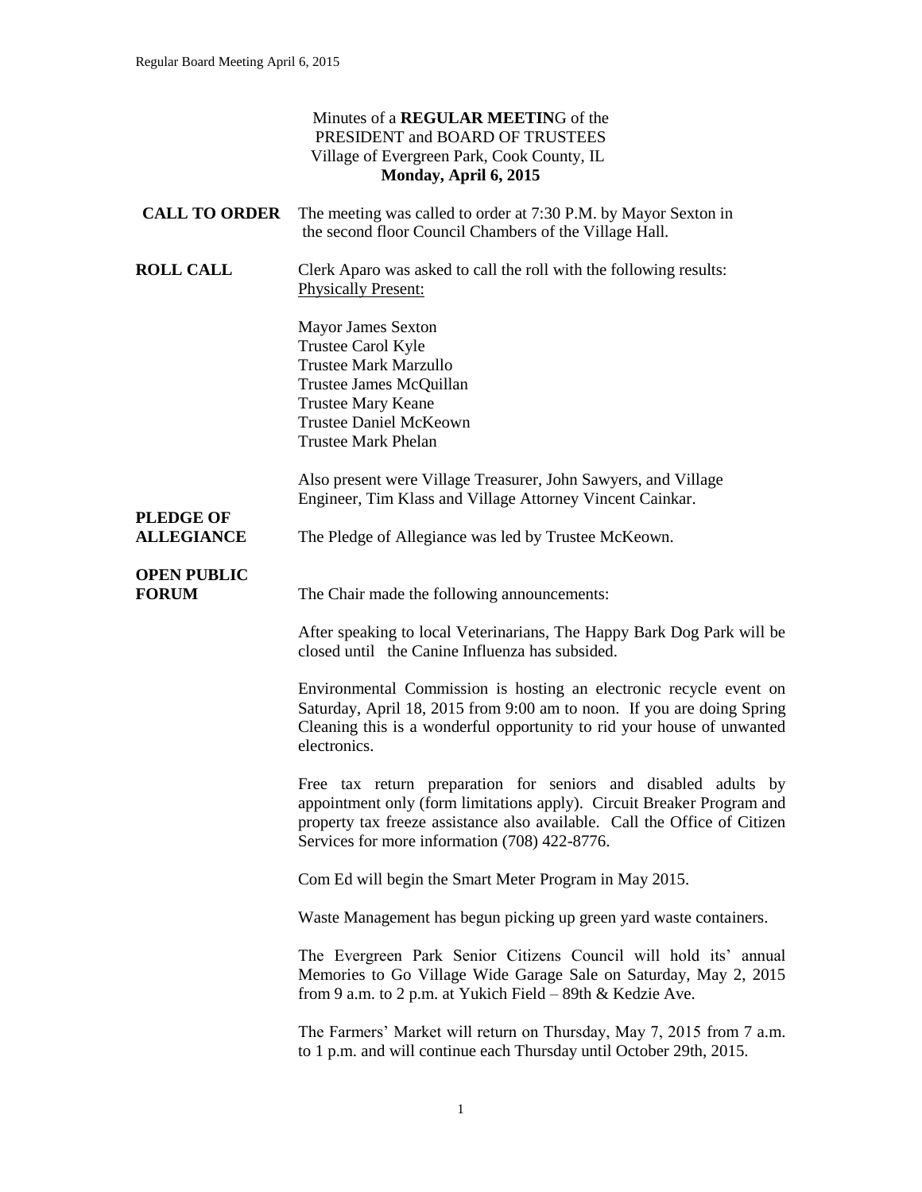Minutes of a **REGULAR MEETIN**G of the
PRESIDENT and BOARD OF TRUSTEES
Village of Evergreen Park, Cook County, IL
**Monday, April 6, 2015**

**CALL TO ORDER** The meeting was called to order at 7:30 P.M. by Mayor Sexton in the second floor Council Chambers of the Village Hall.

**ROLL CALL** Clerk Aparo was asked to call the roll with the following results:
Physically Present:

Mayor James Sexton
Trustee Carol Kyle
Trustee Mark Marzullo
Trustee James McQuillan
Trustee Mary Keane
Trustee Daniel McKeown
Trustee Mark Phelan

Also present were Village Treasurer, John Sawyers, and Village Engineer, Tim Klass and Village Attorney Vincent Cainkar.

**PLEDGE OF ALLEGIANCE** The Pledge of Allegiance was led by Trustee McKeown.

**OPEN PUBLIC FORUM** The Chair made the following announcements:

After speaking to local Veterinarians, The Happy Bark Dog Park will be closed until the Canine Influenza has subsided.

Environmental Commission is hosting an electronic recycle event on Saturday, April 18, 2015 from 9:00 am to noon. If you are doing Spring Cleaning this is a wonderful opportunity to rid your house of unwanted electronics.

Free tax return preparation for seniors and disabled adults by appointment only (form limitations apply). Circuit Breaker Program and property tax freeze assistance also available. Call the Office of Citizen Services for more information (708) 422-8776.

Com Ed will begin the Smart Meter Program in May 2015.

Waste Management has begun picking up green yard waste containers.

The Evergreen Park Senior Citizens Council will hold its' annual Memories to Go Village Wide Garage Sale on Saturday, May 2, 2015 from 9 a.m. to 2 p.m. at Yukich Field – 89th & Kedzie Ave.

The Farmers' Market will return on Thursday, May 7, 2015 from 7 a.m. to 1 p.m. and will continue each Thursday until October 29th, 2015.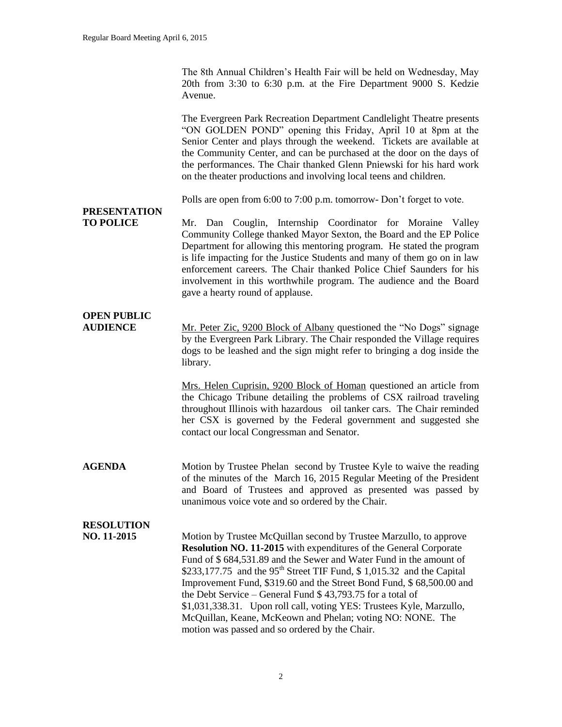The 8th Annual Children's Health Fair will be held on Wednesday, May 20th from 3:30 to 6:30 p.m. at the Fire Department 9000 S. Kedzie Avenue.

The Evergreen Park Recreation Department Candlelight Theatre presents "ON GOLDEN POND" opening this Friday, April 10 at 8pm at the Senior Center and plays through the weekend. Tickets are available at the Community Center, and can be purchased at the door on the days of the performances. The Chair thanked Glenn Pniewski for his hard work on the theater productions and involving local teens and children.

Polls are open from 6:00 to 7:00 p.m. tomorrow- Don't forget to vote.

**PRESENTATION TO POLICE**

Mr. Dan Couglin, Internship Coordinator for Moraine Valley Community College thanked Mayor Sexton, the Board and the EP Police Department for allowing this mentoring program. He stated the program is life impacting for the Justice Students and many of them go on in law enforcement careers. The Chair thanked Police Chief Saunders for his involvement in this worthwhile program. The audience and the Board gave a hearty round of applause.

**OPEN PUBLIC AUDIENCE**

Mr. Peter Zic, 9200 Block of Albany questioned the "No Dogs" signage by the Evergreen Park Library. The Chair responded the Village requires dogs to be leashed and the sign might refer to bringing a dog inside the library.

Mrs. Helen Cuprisin, 9200 Block of Homan questioned an article from the Chicago Tribune detailing the problems of CSX railroad traveling throughout Illinois with hazardous oil tanker cars. The Chair reminded her CSX is governed by the Federal government and suggested she contact our local Congressman and Senator.

**AGENDA**

Motion by Trustee Phelan second by Trustee Kyle to waive the reading of the minutes of the March 16, 2015 Regular Meeting of the President and Board of Trustees and approved as presented was passed by unanimous voice vote and so ordered by the Chair.

**RESOLUTION NO. 11-2015**

Motion by Trustee McQuillan second by Trustee Marzullo, to approve **Resolution NO. 11-2015** with expenditures of the General Corporate Fund of $ 684,531.89 and the Sewer and Water Fund in the amount of $233,177.75 and the 95th Street TIF Fund, $ 1,015.32 and the Capital Improvement Fund, $319.60 and the Street Bond Fund, $ 68,500.00 and the Debt Service – General Fund $ 43,793.75 for a total of $1,031,338.31. Upon roll call, voting YES: Trustees Kyle, Marzullo, McQuillan, Keane, McKeown and Phelan; voting NO: NONE. The motion was passed and so ordered by the Chair.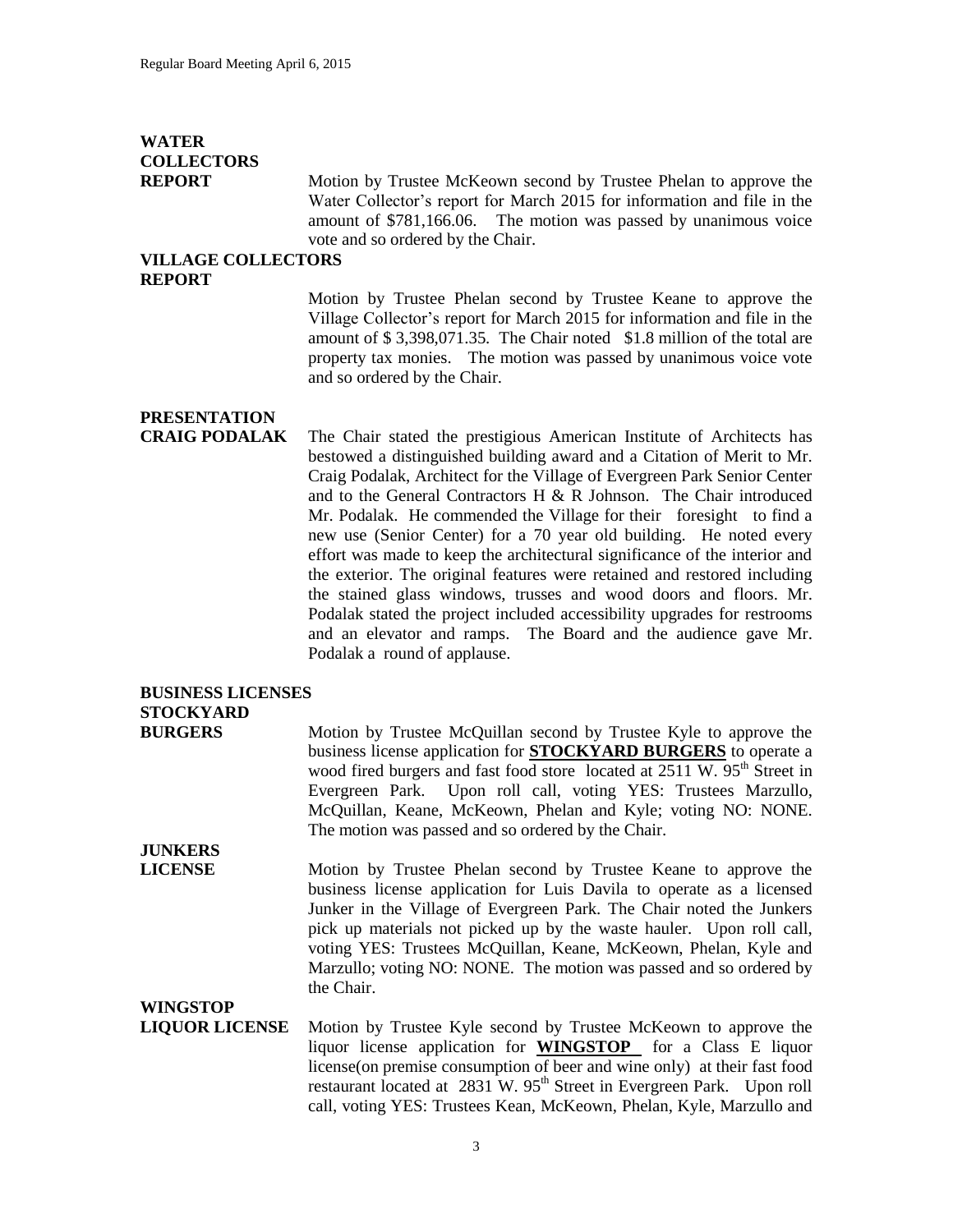**WATER COLLECTORS REPORT**

Motion by Trustee McKeown second by Trustee Phelan to approve the Water Collector's report for March 2015 for information and file in the amount of $781,166.06. The motion was passed by unanimous voice vote and so ordered by the Chair.

**VILLAGE COLLECTORS REPORT**

Motion by Trustee Phelan second by Trustee Keane to approve the Village Collector's report for March 2015 for information and file in the amount of $ 3,398,071.35. The Chair noted $1.8 million of the total are property tax monies. The motion was passed by unanimous voice vote and so ordered by the Chair.

**PRESENTATION CRAIG PODALAK**

The Chair stated the prestigious American Institute of Architects has bestowed a distinguished building award and a Citation of Merit to Mr. Craig Podalak, Architect for the Village of Evergreen Park Senior Center and to the General Contractors H & R Johnson. The Chair introduced Mr. Podalak. He commended the Village for their foresight to find a new use (Senior Center) for a 70 year old building. He noted every effort was made to keep the architectural significance of the interior and the exterior. The original features were retained and restored including the stained glass windows, trusses and wood doors and floors. Mr. Podalak stated the project included accessibility upgrades for restrooms and an elevator and ramps. The Board and the audience gave Mr. Podalak a round of applause.

**BUSINESS LICENSES**

**STOCKYARD BURGERS**

Motion by Trustee McQuillan second by Trustee Kyle to approve the business license application for **STOCKYARD BURGERS** to operate a wood fired burgers and fast food store located at 2511 W. 95th Street in Evergreen Park. Upon roll call, voting YES: Trustees Marzullo, McQuillan, Keane, McKeown, Phelan and Kyle; voting NO: NONE. The motion was passed and so ordered by the Chair.

**JUNKERS LICENSE**

Motion by Trustee Phelan second by Trustee Keane to approve the business license application for Luis Davila to operate as a licensed Junker in the Village of Evergreen Park. The Chair noted the Junkers pick up materials not picked up by the waste hauler. Upon roll call, voting YES: Trustees McQuillan, Keane, McKeown, Phelan, Kyle and Marzullo; voting NO: NONE. The motion was passed and so ordered by the Chair.

**WINGSTOP LIQUOR LICENSE**

Motion by Trustee Kyle second by Trustee McKeown to approve the liquor license application for **WINGSTOP** for a Class E liquor license(on premise consumption of beer and wine only) at their fast food restaurant located at 2831 W. 95th Street in Evergreen Park. Upon roll call, voting YES: Trustees Kean, McKeown, Phelan, Kyle, Marzullo and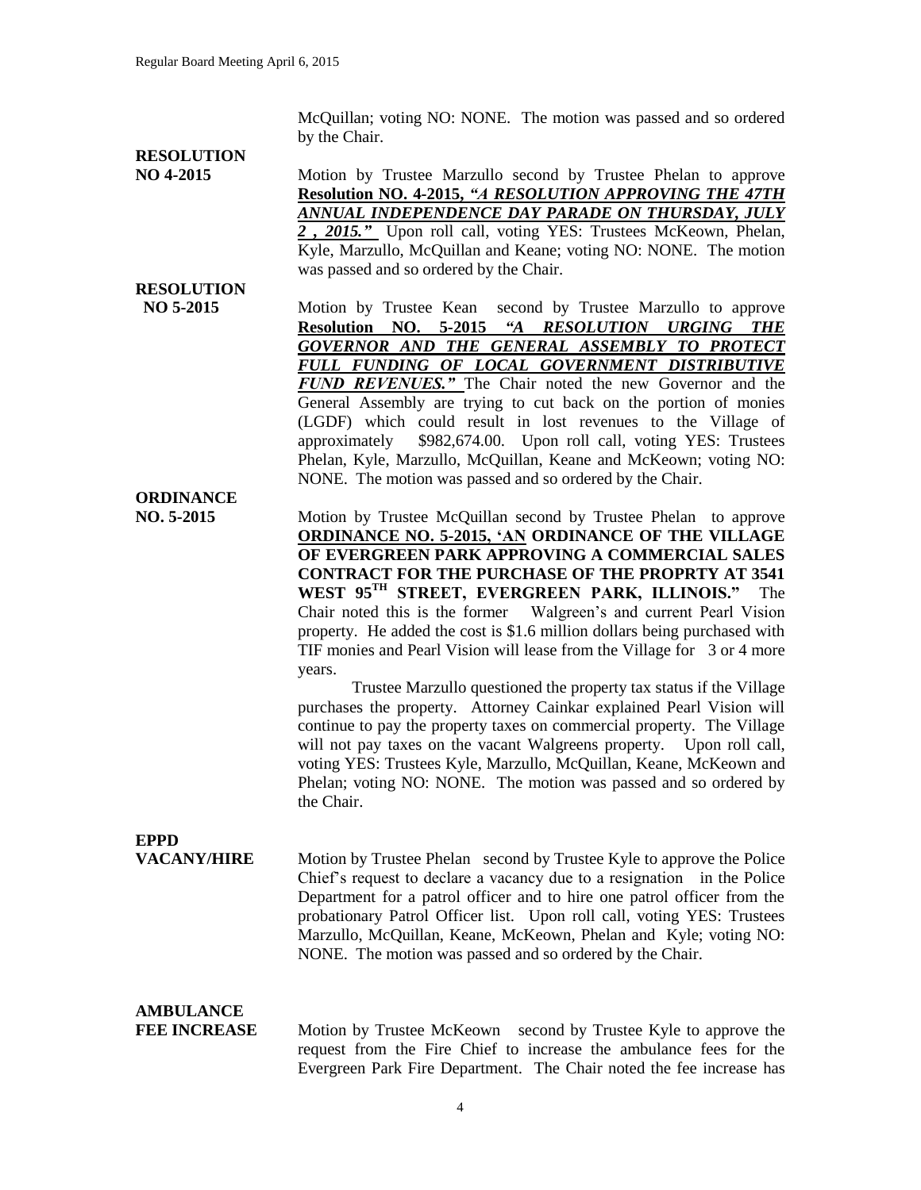McQuillan; voting NO: NONE. The motion was passed and so ordered by the Chair.

**RESOLUTION NO 4-2015**

Motion by Trustee Marzullo second by Trustee Phelan to approve **Resolution NO. 4-2015, *"A RESOLUTION APPROVING THE 47TH ANNUAL INDEPENDENCE DAY PARADE ON THURSDAY, JULY 2 , 2015."*** Upon roll call, voting YES: Trustees McKeown, Phelan, Kyle, Marzullo, McQuillan and Keane; voting NO: NONE. The motion was passed and so ordered by the Chair.

**RESOLUTION NO 5-2015**

Motion by Trustee Kean second by Trustee Marzullo to approve **Resolution NO. 5-2015 *"A RESOLUTION URGING THE GOVERNOR AND THE GENERAL ASSEMBLY TO PROTECT FULL FUNDING OF LOCAL GOVERNMENT DISTRIBUTIVE FUND REVENUES."*** The Chair noted the new Governor and the General Assembly are trying to cut back on the portion of monies (LGDF) which could result in lost revenues to the Village of approximately $982,674.00. Upon roll call, voting YES: Trustees Phelan, Kyle, Marzullo, McQuillan, Keane and McKeown; voting NO: NONE. The motion was passed and so ordered by the Chair.

**ORDINANCE NO. 5-2015**

Motion by Trustee McQuillan second by Trustee Phelan to approve **ORDINANCE NO. 5-2015, 'AN ORDINANCE OF THE VILLAGE OF EVERGREEN PARK APPROVING A COMMERCIAL SALES CONTRACT FOR THE PURCHASE OF THE PROPRTY AT 3541 WEST 95TH STREET, EVERGREEN PARK, ILLINOIS."** The Chair noted this is the former Walgreen's and current Pearl Vision property. He added the cost is $1.6 million dollars being purchased with TIF monies and Pearl Vision will lease from the Village for 3 or 4 more years.

Trustee Marzullo questioned the property tax status if the Village purchases the property. Attorney Cainkar explained Pearl Vision will continue to pay the property taxes on commercial property. The Village will not pay taxes on the vacant Walgreens property. Upon roll call, voting YES: Trustees Kyle, Marzullo, McQuillan, Keane, McKeown and Phelan; voting NO: NONE. The motion was passed and so ordered by the Chair.

**EPPD VACANY/HIRE**

Motion by Trustee Phelan second by Trustee Kyle to approve the Police Chief's request to declare a vacancy due to a resignation in the Police Department for a patrol officer and to hire one patrol officer from the probationary Patrol Officer list. Upon roll call, voting YES: Trustees Marzullo, McQuillan, Keane, McKeown, Phelan and Kyle; voting NO: NONE. The motion was passed and so ordered by the Chair.

**AMBULANCE FEE INCREASE**

Motion by Trustee McKeown second by Trustee Kyle to approve the request from the Fire Chief to increase the ambulance fees for the Evergreen Park Fire Department. The Chair noted the fee increase has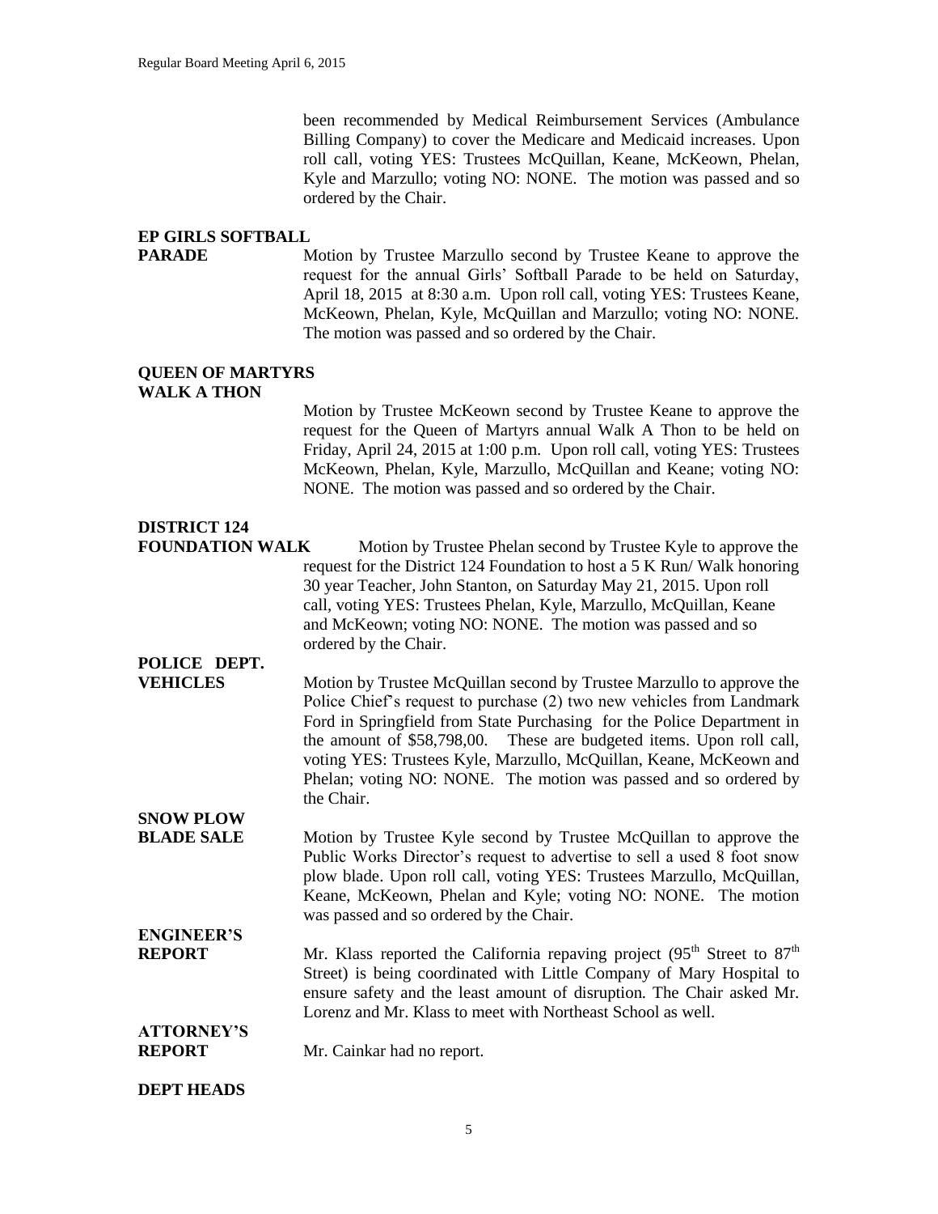been recommended by Medical Reimbursement Services (Ambulance Billing Company) to cover the Medicare and Medicaid increases. Upon roll call, voting YES: Trustees McQuillan, Keane, McKeown, Phelan, Kyle and Marzullo; voting NO: NONE. The motion was passed and so ordered by the Chair.

**EP GIRLS SOFTBALL PARADE**

Motion by Trustee Marzullo second by Trustee Keane to approve the request for the annual Girls' Softball Parade to be held on Saturday, April 18, 2015 at 8:30 a.m. Upon roll call, voting YES: Trustees Keane, McKeown, Phelan, Kyle, McQuillan and Marzullo; voting NO: NONE. The motion was passed and so ordered by the Chair.

**QUEEN OF MARTYRS WALK A THON**

Motion by Trustee McKeown second by Trustee Keane to approve the request for the Queen of Martyrs annual Walk A Thon to be held on Friday, April 24, 2015 at 1:00 p.m. Upon roll call, voting YES: Trustees McKeown, Phelan, Kyle, Marzullo, McQuillan and Keane; voting NO: NONE. The motion was passed and so ordered by the Chair.

**DISTRICT 124 FOUNDATION WALK**

Motion by Trustee Phelan second by Trustee Kyle to approve the request for the District 124 Foundation to host a 5 K Run/ Walk honoring 30 year Teacher, John Stanton, on Saturday May 21, 2015. Upon roll call, voting YES: Trustees Phelan, Kyle, Marzullo, McQuillan, Keane and McKeown; voting NO: NONE. The motion was passed and so ordered by the Chair.

**POLICE DEPT. VEHICLES**

Motion by Trustee McQuillan second by Trustee Marzullo to approve the Police Chief's request to purchase (2) two new vehicles from Landmark Ford in Springfield from State Purchasing for the Police Department in the amount of $58,798,00. These are budgeted items. Upon roll call, voting YES: Trustees Kyle, Marzullo, McQuillan, Keane, McKeown and Phelan; voting NO: NONE. The motion was passed and so ordered by the Chair.

**SNOW PLOW BLADE SALE**

Motion by Trustee Kyle second by Trustee McQuillan to approve the Public Works Director's request to advertise to sell a used 8 foot snow plow blade. Upon roll call, voting YES: Trustees Marzullo, McQuillan, Keane, McKeown, Phelan and Kyle; voting NO: NONE. The motion was passed and so ordered by the Chair.

**ENGINEER'S REPORT**

Mr. Klass reported the California repaving project (95th Street to 87th Street) is being coordinated with Little Company of Mary Hospital to ensure safety and the least amount of disruption. The Chair asked Mr. Lorenz and Mr. Klass to meet with Northeast School as well.

**ATTORNEY'S REPORT**

Mr. Cainkar had no report.

**DEPT HEADS**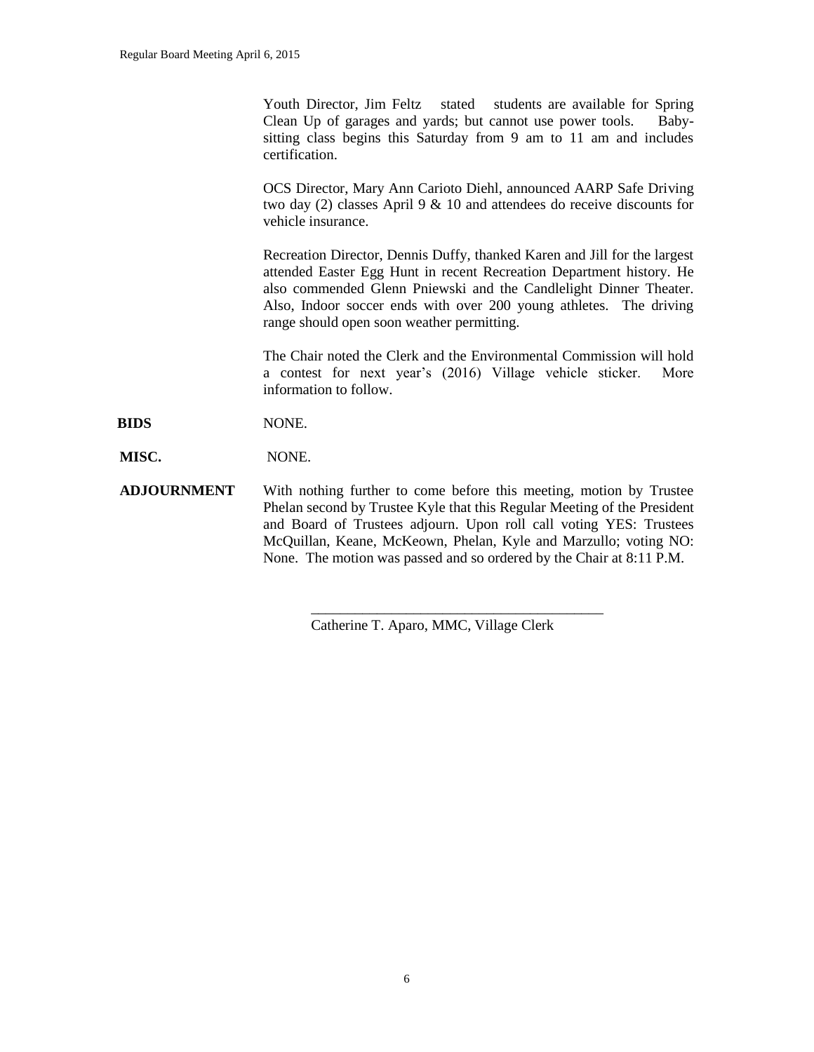Youth Director, Jim Feltz stated students are available for Spring Clean Up of garages and yards; but cannot use power tools. Baby-sitting class begins this Saturday from 9 am to 11 am and includes certification.

OCS Director, Mary Ann Carioto Diehl, announced AARP Safe Driving two day (2) classes April 9 & 10 and attendees do receive discounts for vehicle insurance.

Recreation Director, Dennis Duffy, thanked Karen and Jill for the largest attended Easter Egg Hunt in recent Recreation Department history. He also commended Glenn Pniewski and the Candlelight Dinner Theater. Also, Indoor soccer ends with over 200 young athletes. The driving range should open soon weather permitting.

The Chair noted the Clerk and the Environmental Commission will hold a contest for next year's (2016) Village vehicle sticker. More information to follow.

**BIDS** NONE.

**MISC.** NONE.

**ADJOURNMENT** With nothing further to come before this meeting, motion by Trustee Phelan second by Trustee Kyle that this Regular Meeting of the President and Board of Trustees adjourn. Upon roll call voting YES: Trustees McQuillan, Keane, McKeown, Phelan, Kyle and Marzullo; voting NO: None. The motion was passed and so ordered by the Chair at 8:11 P.M.

\_\_\_\_\_\_\_\_\_\_\_\_\_\_\_\_\_\_\_\_\_\_\_\_\_\_\_\_\_\_\_\_\_\_\_\_\_\_\_\_

Catherine T. Aparo, MMC, Village Clerk